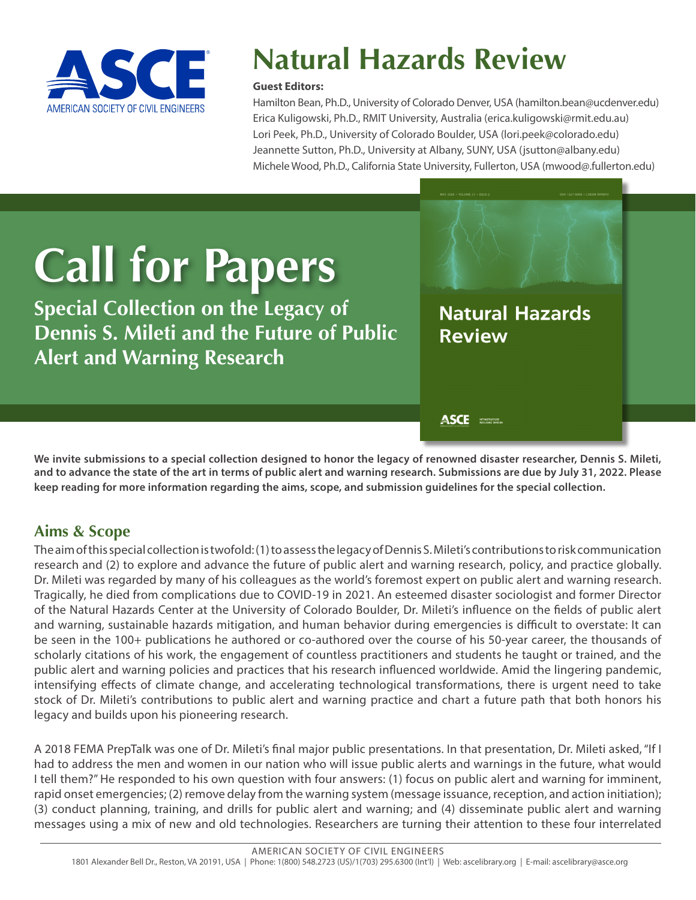# Natural Hazards Review

**Guest Editors:**

Hamilton Bean, Ph.D., University of Colorado Denver, USA (hamilton.bean@ucdenver.edu)
Erica Kuligowski, Ph.D., RMIT University, Australia (erica.kuligowski@rmit.edu.au)
Lori Peek, Ph.D., University of Colorado Boulder, USA (lori.peek@colorado.edu)
Jeannette Sutton, Ph.D., University at Albany, SUNY, USA (jsutton@albany.edu)
Michele Wood, Ph.D., California State University, Fullerton, USA (mwood@.fullerton.edu)

# Call for Papers

## Special Collection on the Legacy of Dennis S. Mileti and the Future of Public Alert and Warning Research

**We invite submissions to a special collection designed to honor the legacy of renowned disaster researcher, Dennis S. Mileti, and to advance the state of the art in terms of public alert and warning research. Submissions are due by July 31, 2022. Please keep reading for more information regarding the aims, scope, and submission guidelines for the special collection.**

## Aims & Scope

The aim of this special collection is twofold: (1) to assess the legacy of Dennis S. Mileti's contributions to risk communication research and (2) to explore and advance the future of public alert and warning research, policy, and practice globally. Dr. Mileti was regarded by many of his colleagues as the world's foremost expert on public alert and warning research. Tragically, he died from complications due to COVID-19 in 2021. An esteemed disaster sociologist and former Director of the Natural Hazards Center at the University of Colorado Boulder, Dr. Mileti's influence on the fields of public alert and warning, sustainable hazards mitigation, and human behavior during emergencies is difficult to overstate: It can be seen in the 100+ publications he authored or co-authored over the course of his 50-year career, the thousands of scholarly citations of his work, the engagement of countless practitioners and students he taught or trained, and the public alert and warning policies and practices that his research influenced worldwide. Amid the lingering pandemic, intensifying effects of climate change, and accelerating technological transformations, there is urgent need to take stock of Dr. Mileti's contributions to public alert and warning practice and chart a future path that both honors his legacy and builds upon his pioneering research.

A 2018 FEMA PrepTalk was one of Dr. Mileti's final major public presentations. In that presentation, Dr. Mileti asked, "If I had to address the men and women in our nation who will issue public alerts and warnings in the future, what would I tell them?" He responded to his own question with four answers: (1) focus on public alert and warning for imminent, rapid onset emergencies; (2) remove delay from the warning system (message issuance, reception, and action initiation); (3) conduct planning, training, and drills for public alert and warning; and (4) disseminate public alert and warning messages using a mix of new and old technologies. Researchers are turning their attention to these four interrelated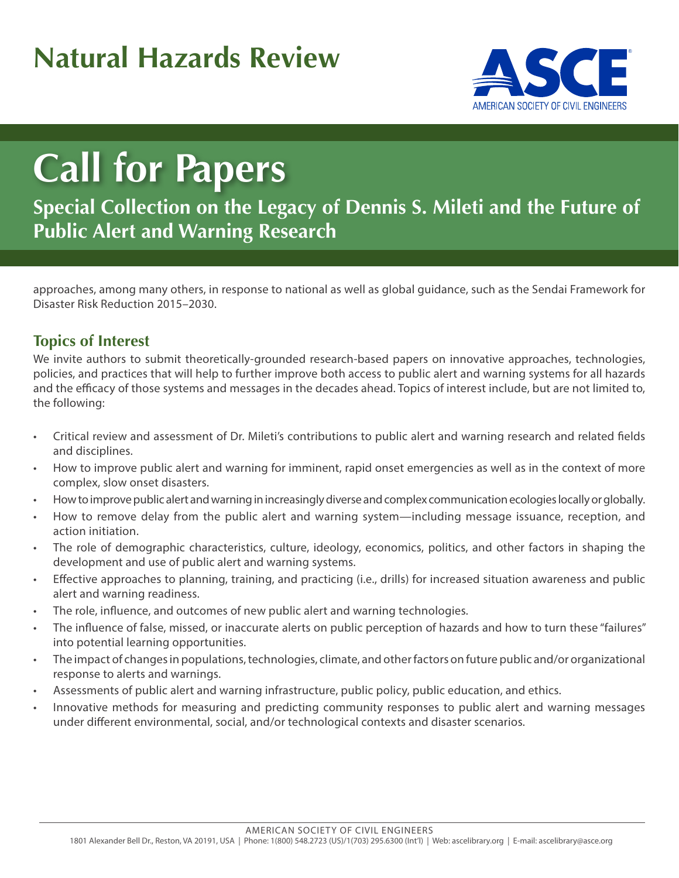# Natural Hazards Review

# Call for Papers

## Special Collection on the Legacy of Dennis S. Mileti and the Future of Public Alert and Warning Research

approaches, among many others, in response to national as well as global guidance, such as the Sendai Framework for Disaster Risk Reduction 2015–2030.

### Topics of Interest

We invite authors to submit theoretically-grounded research-based papers on innovative approaches, technologies, policies, and practices that will help to further improve both access to public alert and warning systems for all hazards and the efficacy of those systems and messages in the decades ahead. Topics of interest include, but are not limited to, the following:

- Critical review and assessment of Dr. Mileti's contributions to public alert and warning research and related fields and disciplines.
- How to improve public alert and warning for imminent, rapid onset emergencies as well as in the context of more complex, slow onset disasters.
- How to improve public alert and warning in increasingly diverse and complex communication ecologies locally or globally.
- How to remove delay from the public alert and warning system—including message issuance, reception, and action initiation.
- The role of demographic characteristics, culture, ideology, economics, politics, and other factors in shaping the development and use of public alert and warning systems.
- Effective approaches to planning, training, and practicing (i.e., drills) for increased situation awareness and public alert and warning readiness.
- The role, influence, and outcomes of new public alert and warning technologies.
- The influence of false, missed, or inaccurate alerts on public perception of hazards and how to turn these "failures" into potential learning opportunities.
- The impact of changes in populations, technologies, climate, and other factors on future public and/or organizational response to alerts and warnings.
- Assessments of public alert and warning infrastructure, public policy, public education, and ethics.
- Innovative methods for measuring and predicting community responses to public alert and warning messages under different environmental, social, and/or technological contexts and disaster scenarios.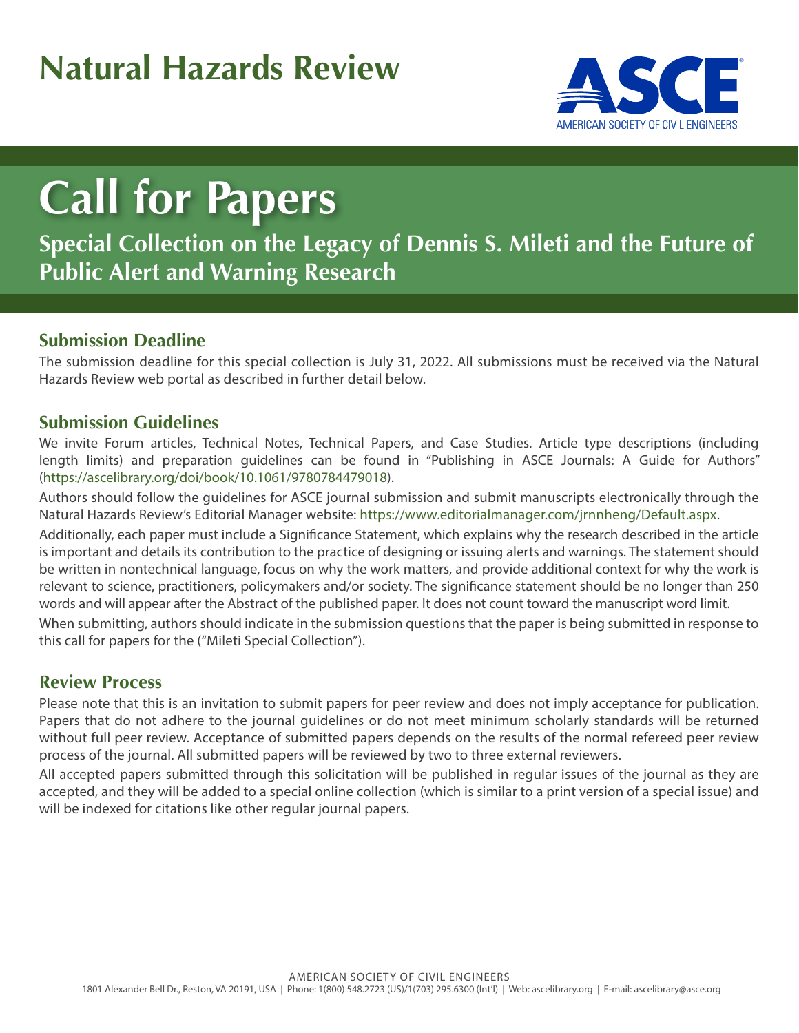# Natural Hazards Review

# Call for Papers

## Special Collection on the Legacy of Dennis S. Mileti and the Future of Public Alert and Warning Research

### Submission Deadline

The submission deadline for this special collection is July 31, 2022. All submissions must be received via the Natural Hazards Review web portal as described in further detail below.

### Submission Guidelines

We invite Forum articles, Technical Notes, Technical Papers, and Case Studies. Article type descriptions (including length limits) and preparation guidelines can be found in "Publishing in ASCE Journals: A Guide for Authors" (https://ascelibrary.org/doi/book/10.1061/9780784479018).

Authors should follow the guidelines for ASCE journal submission and submit manuscripts electronically through the Natural Hazards Review's Editorial Manager website: https://www.editorialmanager.com/jrnnheng/Default.aspx.

Additionally, each paper must include a Significance Statement, which explains why the research described in the article is important and details its contribution to the practice of designing or issuing alerts and warnings. The statement should be written in nontechnical language, focus on why the work matters, and provide additional context for why the work is relevant to science, practitioners, policymakers and/or society. The significance statement should be no longer than 250 words and will appear after the Abstract of the published paper. It does not count toward the manuscript word limit.

When submitting, authors should indicate in the submission questions that the paper is being submitted in response to this call for papers for the ("Mileti Special Collection").

### Review Process

Please note that this is an invitation to submit papers for peer review and does not imply acceptance for publication. Papers that do not adhere to the journal guidelines or do not meet minimum scholarly standards will be returned without full peer review. Acceptance of submitted papers depends on the results of the normal refereed peer review process of the journal. All submitted papers will be reviewed by two to three external reviewers.

All accepted papers submitted through this solicitation will be published in regular issues of the journal as they are accepted, and they will be added to a special online collection (which is similar to a print version of a special issue) and will be indexed for citations like other regular journal papers.

AMERICAN SOCIETY OF CIVIL ENGINEERS

1801 Alexander Bell Dr., Reston, VA 20191, USA | Phone: 1(800) 548.2723 (US)/1(703) 295.6300 (Int'l) | Web: ascelibrary.org | E-mail: ascelibrary@asce.org